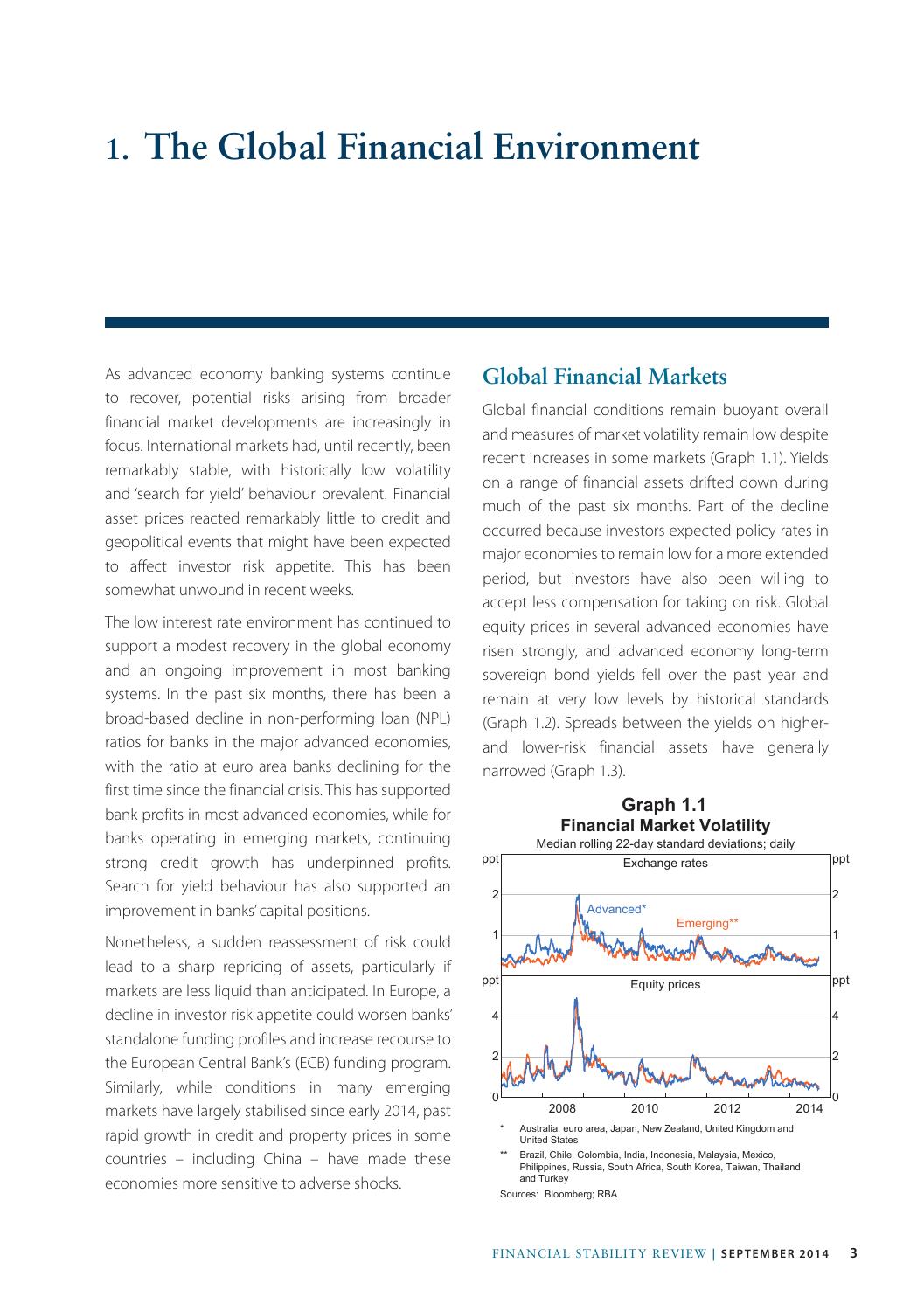# 1. The Global Financial Environment

As advanced economy banking systems continue to recover, potential risks arising from broader financial market developments are increasingly in focus. International markets had, until recently, been remarkably stable, with historically low volatility and 'search for yield' behaviour prevalent. Financial asset prices reacted remarkably little to credit and geopolitical events that might have been expected to affect investor risk appetite. This has been somewhat unwound in recent weeks.

The low interest rate environment has continued to support a modest recovery in the global economy and an ongoing improvement in most banking systems. In the past six months, there has been a broad-based decline in non-performing loan (NPL) ratios for banks in the major advanced economies, with the ratio at euro area banks declining for the first time since the financial crisis. This has supported bank profits in most advanced economies, while for banks operating in emerging markets, continuing strong credit growth has underpinned profits. Search for yield behaviour has also supported an improvement in banks' capital positions.

Nonetheless, a sudden reassessment of risk could lead to a sharp repricing of assets, particularly if markets are less liquid than anticipated. In Europe, a decline in investor risk appetite could worsen banks' standalone funding profiles and increase recourse to the European Central Bank's (ECB) funding program. Similarly, while conditions in many emerging markets have largely stabilised since early 2014, past rapid growth in credit and property prices in some countries – including China – have made these economies more sensitive to adverse shocks.

## Global Financial Markets

Global financial conditions remain buoyant overall and measures of market volatility remain low despite recent increases in some markets (Graph 1.1). Yields on a range of financial assets drifted down during much of the past six months. Part of the decline occurred because investors expected policy rates in major economies to remain low for a more extended period, but investors have also been willing to accept less compensation for taking on risk. Global equity prices in several advanced economies have risen strongly, and advanced economy long-term sovereign bond yields fell over the past year and remain at very low levels by historical standards (Graph 1.2). Spreads between the yields on higher- and lower-risk financial assets have generally narrowed (Graph 1.3).

**Graph 1.1**
**Financial Market Volatility**
Median rolling 22-day standard deviations; daily

\* Australia, euro area, Japan, New Zealand, United Kingdom and United States

\*\* Brazil, Chile, Colombia, India, Indonesia, Malaysia, Mexico, Philippines, Russia, South Africa, South Korea, Taiwan, Thailand and Turkey

Sources: Bloomberg; RBA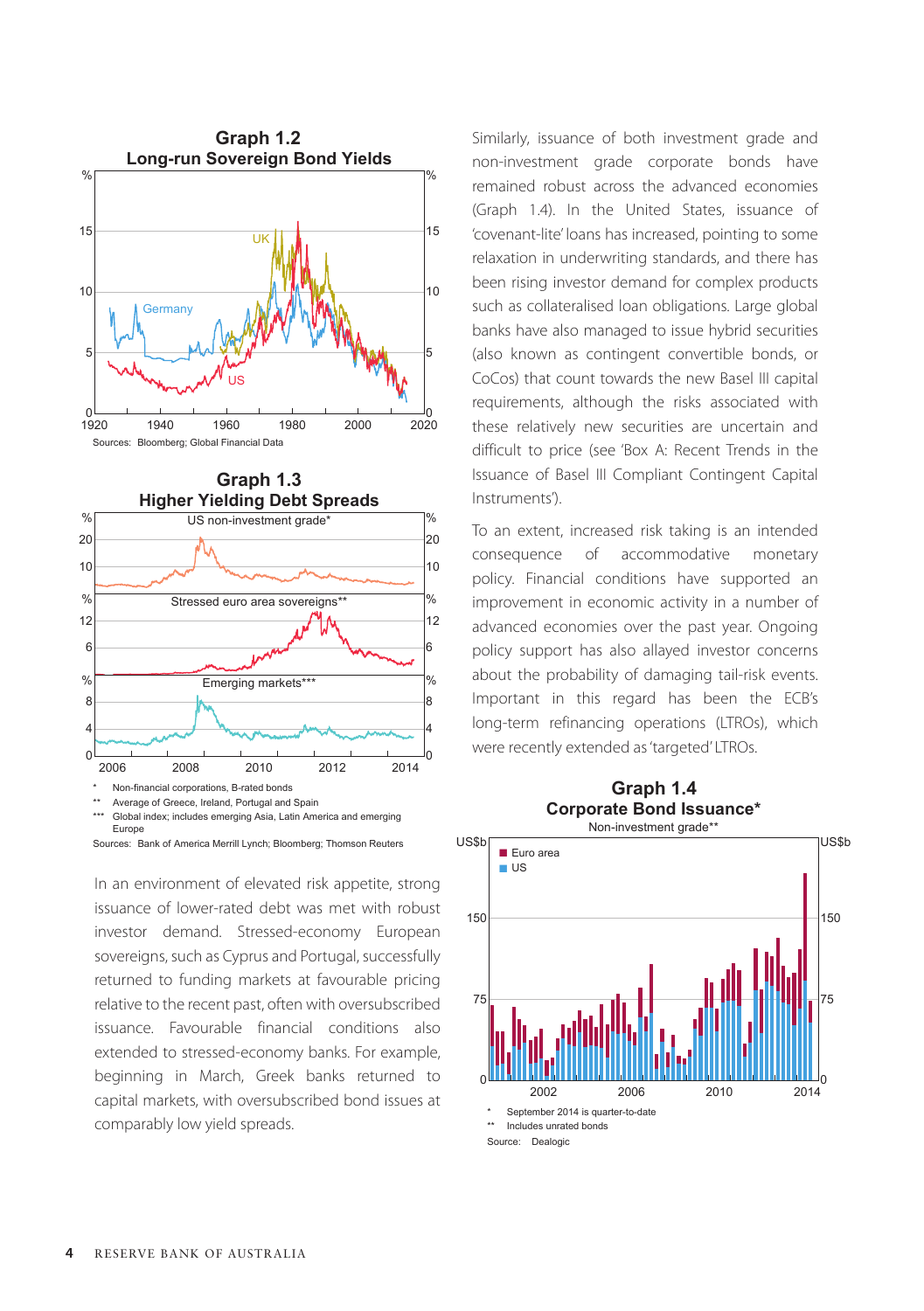**Graph 1.2**
**Long-run Sovereign Bond Yields**

Sources: Bloomberg; Global Financial Data

**Graph 1.3**
**Higher Yielding Debt Spreads**

\* Non-financial corporations, B-rated bonds
\*\* Average of Greece, Ireland, Portugal and Spain
\*\*\* Global index; includes emerging Asia, Latin America and emerging Europe

Sources: Bank of America Merrill Lynch; Bloomberg; Thomson Reuters

In an environment of elevated risk appetite, strong issuance of lower-rated debt was met with robust investor demand. Stressed-economy European sovereigns, such as Cyprus and Portugal, successfully returned to funding markets at favourable pricing relative to the recent past, often with oversubscribed issuance. Favourable financial conditions also extended to stressed-economy banks. For example, beginning in March, Greek banks returned to capital markets, with oversubscribed bond issues at comparably low yield spreads.

Similarly, issuance of both investment grade and non-investment grade corporate bonds have remained robust across the advanced economies (Graph 1.4). In the United States, issuance of 'covenant-lite' loans has increased, pointing to some relaxation in underwriting standards, and there has been rising investor demand for complex products such as collateralised loan obligations. Large global banks have also managed to issue hybrid securities (also known as contingent convertible bonds, or CoCos) that count towards the new Basel III capital requirements, although the risks associated with these relatively new securities are uncertain and difficult to price (see 'Box A: Recent Trends in the Issuance of Basel III Compliant Contingent Capital Instruments').

To an extent, increased risk taking is an intended consequence of accommodative monetary policy. Financial conditions have supported an improvement in economic activity in a number of advanced economies over the past year. Ongoing policy support has also allayed investor concerns about the probability of damaging tail-risk events. Important in this regard has been the ECB's long-term refinancing operations (LTROs), which were recently extended as 'targeted' LTROs.

**Graph 1.4**
**Corporate Bond Issuance***
Non-investment grade**

\* September 2014 is quarter-to-date
\*\* Includes unrated bonds

Source: Dealogic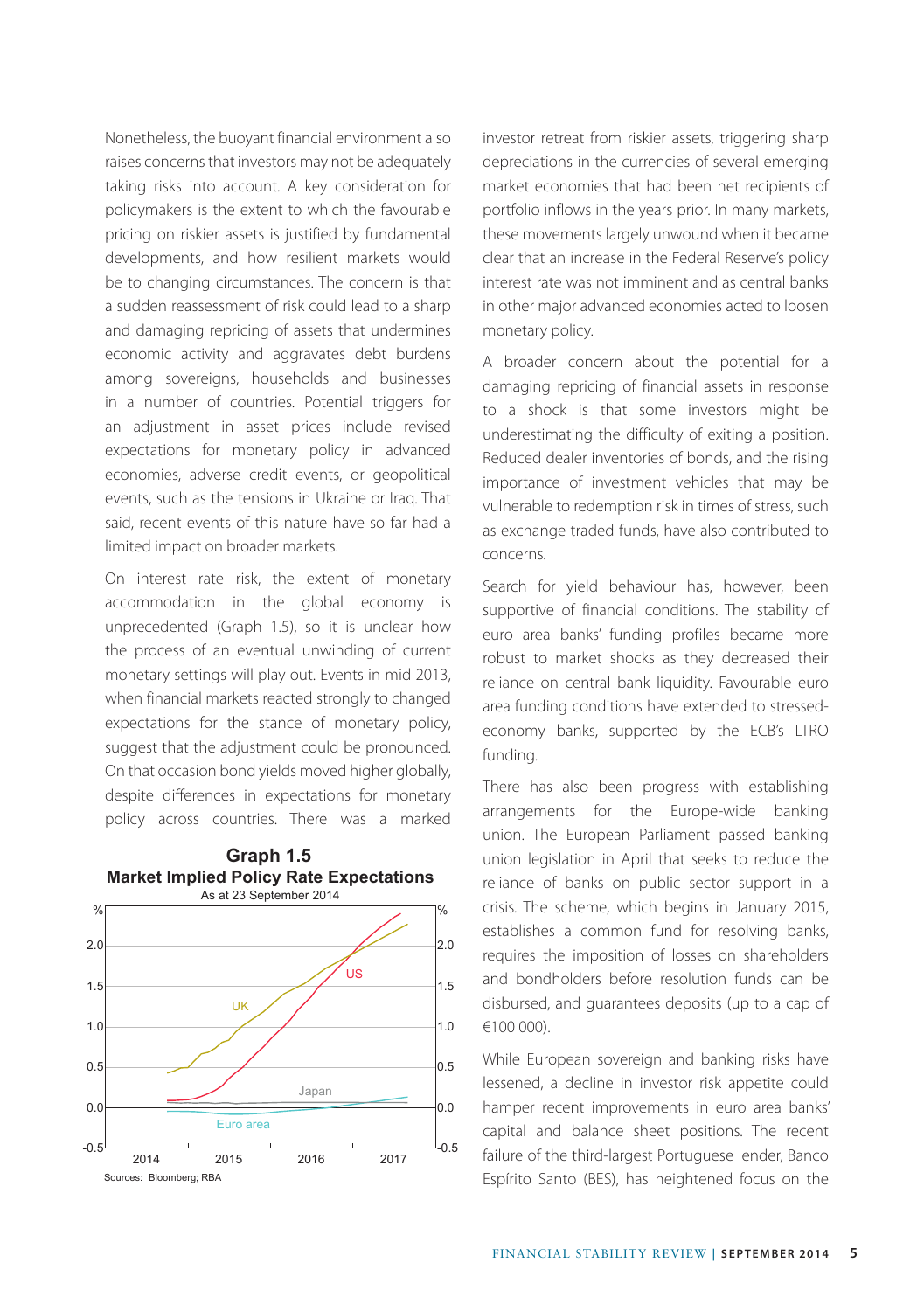Nonetheless, the buoyant financial environment also raises concerns that investors may not be adequately taking risks into account. A key consideration for policymakers is the extent to which the favourable pricing on riskier assets is justified by fundamental developments, and how resilient markets would be to changing circumstances. The concern is that a sudden reassessment of risk could lead to a sharp and damaging repricing of assets that undermines economic activity and aggravates debt burdens among sovereigns, households and businesses in a number of countries. Potential triggers for an adjustment in asset prices include revised expectations for monetary policy in advanced economies, adverse credit events, or geopolitical events, such as the tensions in Ukraine or Iraq. That said, recent events of this nature have so far had a limited impact on broader markets.

On interest rate risk, the extent of monetary accommodation in the global economy is unprecedented (Graph 1.5), so it is unclear how the process of an eventual unwinding of current monetary settings will play out. Events in mid 2013, when financial markets reacted strongly to changed expectations for the stance of monetary policy, suggest that the adjustment could be pronounced. On that occasion bond yields moved higher globally, despite differences in expectations for monetary policy across countries. There was a marked investor retreat from riskier assets, triggering sharp depreciations in the currencies of several emerging market economies that had been net recipients of portfolio inflows in the years prior. In many markets, these movements largely unwound when it became clear that an increase in the Federal Reserve's policy interest rate was not imminent and as central banks in other major advanced economies acted to loosen monetary policy.

**Graph 1.5**
**Market Implied Policy Rate Expectations**
As at 23 September 2014

Sources: Bloomberg; RBA

A broader concern about the potential for a damaging repricing of financial assets in response to a shock is that some investors might be underestimating the difficulty of exiting a position. Reduced dealer inventories of bonds, and the rising importance of investment vehicles that may be vulnerable to redemption risk in times of stress, such as exchange traded funds, have also contributed to concerns.

Search for yield behaviour has, however, been supportive of financial conditions. The stability of euro area banks' funding profiles became more robust to market shocks as they decreased their reliance on central bank liquidity. Favourable euro area funding conditions have extended to stressed-economy banks, supported by the ECB's LTRO funding.

There has also been progress with establishing arrangements for the Europe-wide banking union. The European Parliament passed banking union legislation in April that seeks to reduce the reliance of banks on public sector support in a crisis. The scheme, which begins in January 2015, establishes a common fund for resolving banks, requires the imposition of losses on shareholders and bondholders before resolution funds can be disbursed, and guarantees deposits (up to a cap of €100 000).

While European sovereign and banking risks have lessened, a decline in investor risk appetite could hamper recent improvements in euro area banks' capital and balance sheet positions. The recent failure of the third-largest Portuguese lender, Banco Espírito Santo (BES), has heightened focus on the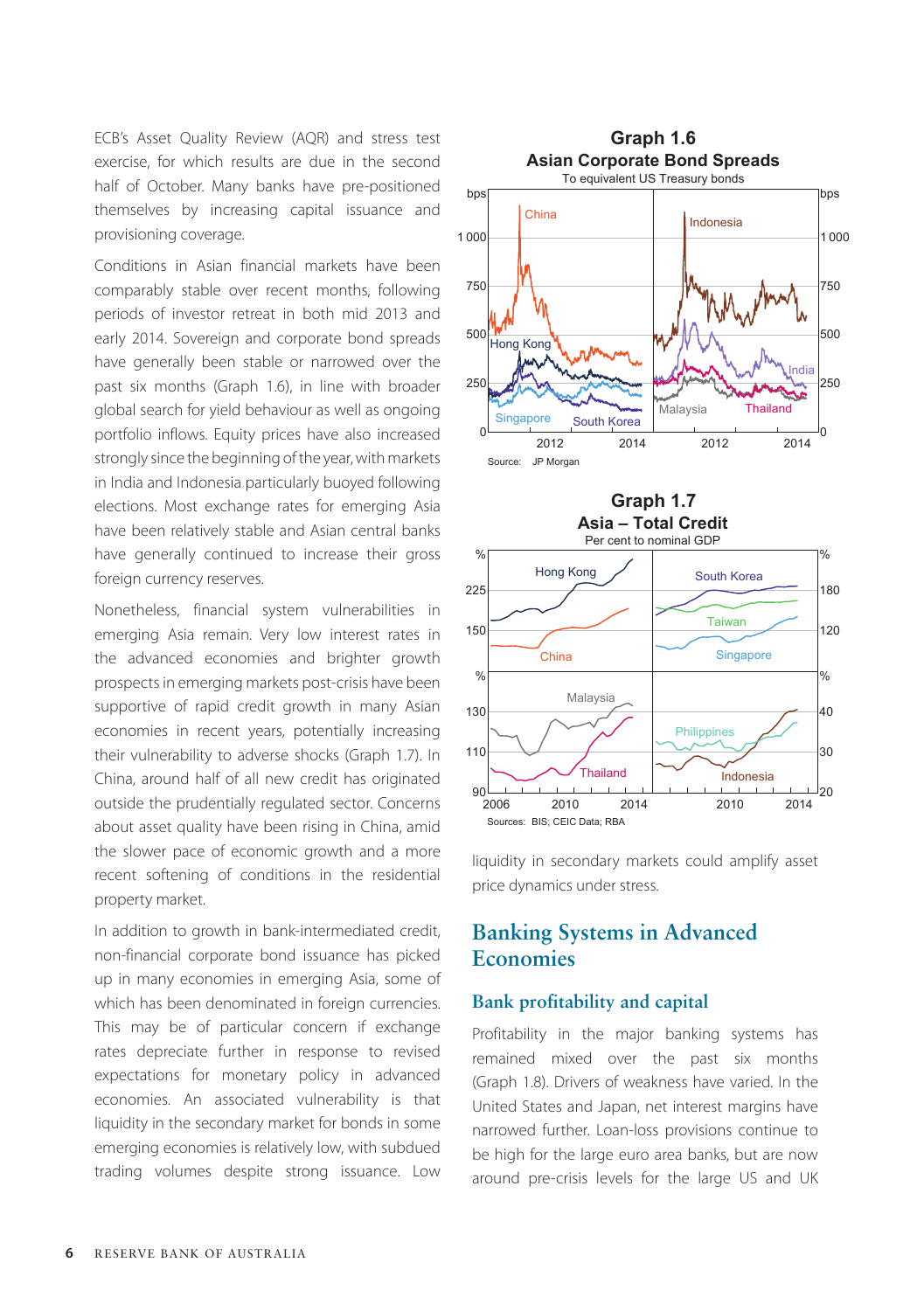ECB's Asset Quality Review (AQR) and stress test exercise, for which results are due in the second half of October. Many banks have pre-positioned themselves by increasing capital issuance and provisioning coverage.

Conditions in Asian financial markets have been comparably stable over recent months, following periods of investor retreat in both mid 2013 and early 2014. Sovereign and corporate bond spreads have generally been stable or narrowed over the past six months (Graph 1.6), in line with broader global search for yield behaviour as well as ongoing portfolio inflows. Equity prices have also increased strongly since the beginning of the year, with markets in India and Indonesia particularly buoyed following elections. Most exchange rates for emerging Asia have been relatively stable and Asian central banks have generally continued to increase their gross foreign currency reserves.

Nonetheless, financial system vulnerabilities in emerging Asia remain. Very low interest rates in the advanced economies and brighter growth prospects in emerging markets post-crisis have been supportive of rapid credit growth in many Asian economies in recent years, potentially increasing their vulnerability to adverse shocks (Graph 1.7). In China, around half of all new credit has originated outside the prudentially regulated sector. Concerns about asset quality have been rising in China, amid the slower pace of economic growth and a more recent softening of conditions in the residential property market.

In addition to growth in bank-intermediated credit, non-financial corporate bond issuance has picked up in many economies in emerging Asia, some of which has been denominated in foreign currencies. This may be of particular concern if exchange rates depreciate further in response to revised expectations for monetary policy in advanced economies. An associated vulnerability is that liquidity in the secondary market for bonds in some emerging economies is relatively low, with subdued trading volumes despite strong issuance. Low liquidity in secondary markets could amplify asset price dynamics under stress.

**Graph 1.6**
**Asian Corporate Bond Spreads**
To equivalent US Treasury bonds

Source: JP Morgan

**Graph 1.7**
**Asia – Total Credit**
Per cent to nominal GDP

Sources: BIS; CEIC Data; RBA

## Banking Systems in Advanced Economies

### Bank profitability and capital

Profitability in the major banking systems has remained mixed over the past six months (Graph 1.8). Drivers of weakness have varied. In the United States and Japan, net interest margins have narrowed further. Loan-loss provisions continue to be high for the large euro area banks, but are now around pre-crisis levels for the large US and UK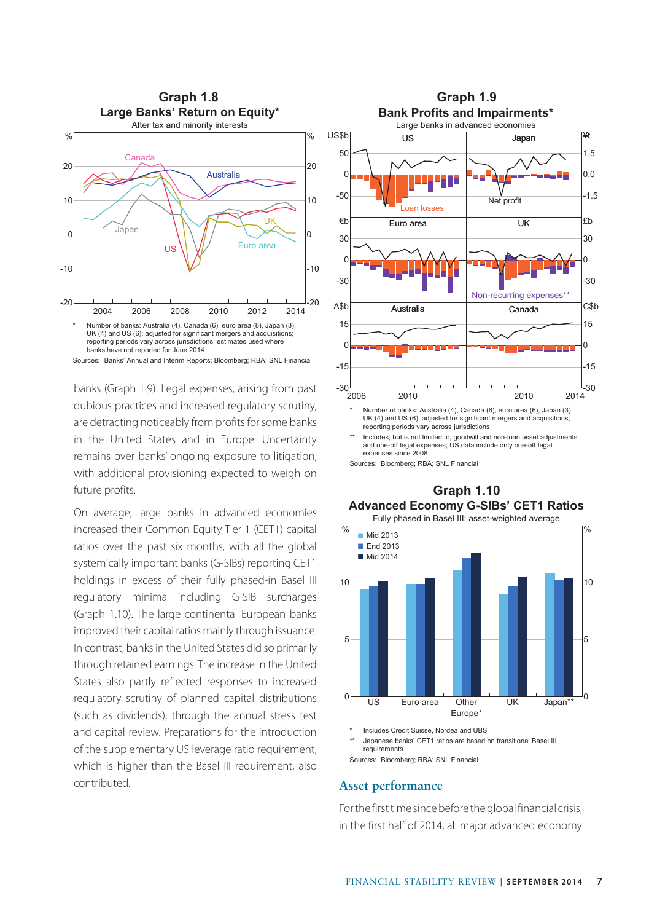### Graph 1.8
**Large Banks' Return on Equity***
After tax and minority interests

\* Number of banks: Australia (4), Canada (6), euro area (8), Japan (3), UK (4) and US (6); adjusted for significant mergers and acquisitions; reporting periods vary across jurisdictions; estimates used where banks have not reported for June 2014

Sources: Banks' Annual and Interim Reports; Bloomberg; RBA; SNL Financial

banks (Graph 1.9). Legal expenses, arising from past dubious practices and increased regulatory scrutiny, are detracting noticeably from profits for some banks in the United States and in Europe. Uncertainty remains over banks' ongoing exposure to litigation, with additional provisioning expected to weigh on future profits.

On average, large banks in advanced economies increased their Common Equity Tier 1 (CET1) capital ratios over the past six months, with all the global systemically important banks (G-SIBs) reporting CET1 holdings in excess of their fully phased-in Basel III regulatory minima including G-SIB surcharges (Graph 1.10). The large continental European banks improved their capital ratios mainly through issuance. In contrast, banks in the United States did so primarily through retained earnings. The increase in the United States also partly reflected responses to increased regulatory scrutiny of planned capital distributions (such as dividends), through the annual stress test and capital review. Preparations for the introduction of the supplementary US leverage ratio requirement, which is higher than the Basel III requirement, also contributed.

### Graph 1.9
**Bank Profits and Impairments***
Large banks in advanced economies

\* Number of banks: Australia (4), Canada (6), euro area (6), Japan (3), UK (4) and US (6); adjusted for significant mergers and acquisitions; reporting periods vary across jurisdictions

\*\* Includes, but is not limited to, goodwill and non-loan asset adjustments and one-off legal expenses; US data include only one-off legal expenses since 2008

Sources: Bloomberg; RBA; SNL Financial

### Graph 1.10
**Advanced Economy G-SIBs' CET1 Ratios**
Fully phased in Basel III; asset-weighted average

\* Includes Credit Suisse, Nordea and UBS

\*\* Japanese banks' CET1 ratios are based on transitional Basel III requirements

Sources: Bloomberg; RBA; SNL Financial

## Asset performance

For the first time since before the global financial crisis, in the first half of 2014, all major advanced economy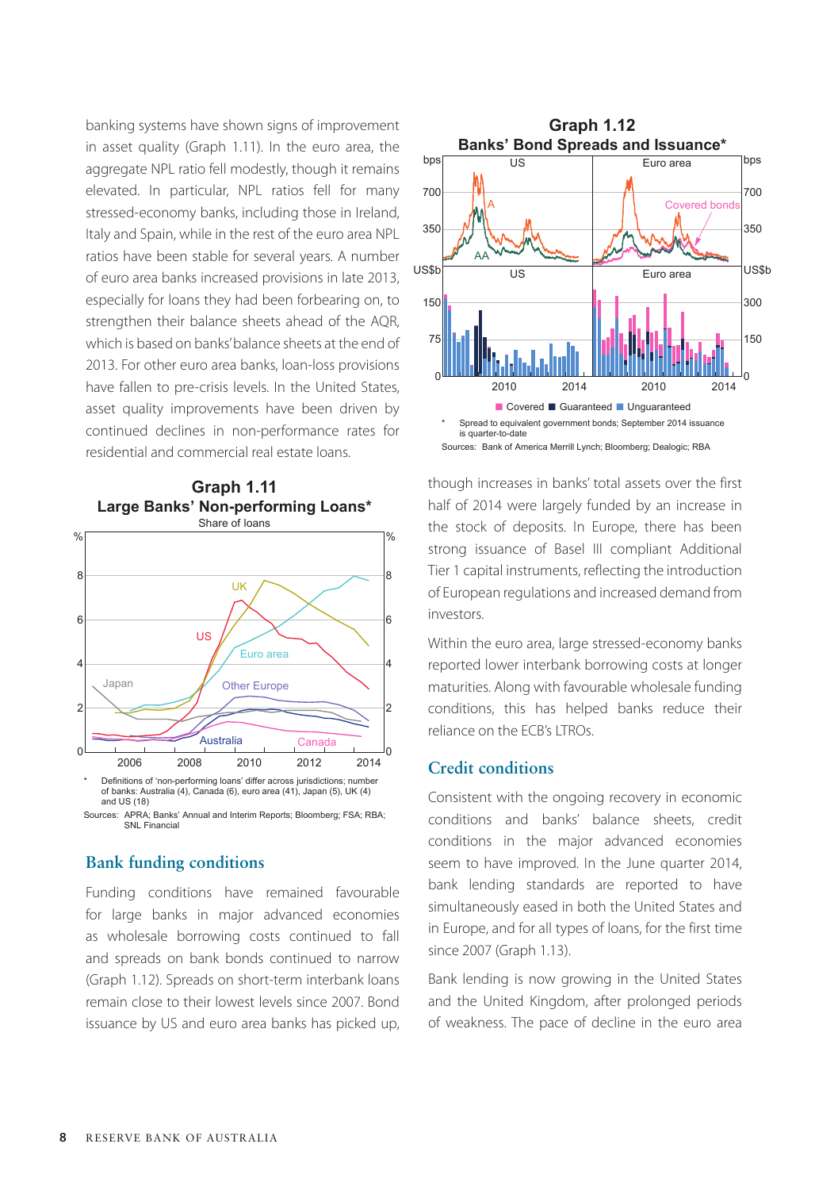banking systems have shown signs of improvement in asset quality (Graph 1.11). In the euro area, the aggregate NPL ratio fell modestly, though it remains elevated. In particular, NPL ratios fell for many stressed-economy banks, including those in Ireland, Italy and Spain, while in the rest of the euro area NPL ratios have been stable for several years. A number of euro area banks increased provisions in late 2013, especially for loans they had been forbearing on, to strengthen their balance sheets ahead of the AQR, which is based on banks' balance sheets at the end of 2013. For other euro area banks, loan-loss provisions have fallen to pre-crisis levels. In the United States, asset quality improvements have been driven by continued declines in non-performance rates for residential and commercial real estate loans.

**Graph 1.11**
**Large Banks' Non-performing Loans***
Share of loans

\* Definitions of 'non-performing loans' differ across jurisdictions; number of banks: Australia (4), Canada (6), euro area (41), Japan (5), UK (4) and US (18)

Sources: APRA; Banks' Annual and Interim Reports; Bloomberg; FSA; RBA; SNL Financial

## Bank funding conditions

Funding conditions have remained favourable for large banks in major advanced economies as wholesale borrowing costs continued to fall and spreads on bank bonds continued to narrow (Graph 1.12). Spreads on short-term interbank loans remain close to their lowest levels since 2007. Bond issuance by US and euro area banks has picked up, though increases in banks' total assets over the first half of 2014 were largely funded by an increase in the stock of deposits. In Europe, there has been strong issuance of Basel III compliant Additional Tier 1 capital instruments, reflecting the introduction of European regulations and increased demand from investors.

**Graph 1.12**
**Banks' Bond Spreads and Issuance***

\* Spread to equivalent government bonds; September 2014 issuance is quarter-to-date

Sources: Bank of America Merrill Lynch; Bloomberg; Dealogic; RBA

Within the euro area, large stressed-economy banks reported lower interbank borrowing costs at longer maturities. Along with favourable wholesale funding conditions, this has helped banks reduce their reliance on the ECB's LTROs.

## Credit conditions

Consistent with the ongoing recovery in economic conditions and banks' balance sheets, credit conditions in the major advanced economies seem to have improved. In the June quarter 2014, bank lending standards are reported to have simultaneously eased in both the United States and in Europe, and for all types of loans, for the first time since 2007 (Graph 1.13).

Bank lending is now growing in the United States and the United Kingdom, after prolonged periods of weakness. The pace of decline in the euro area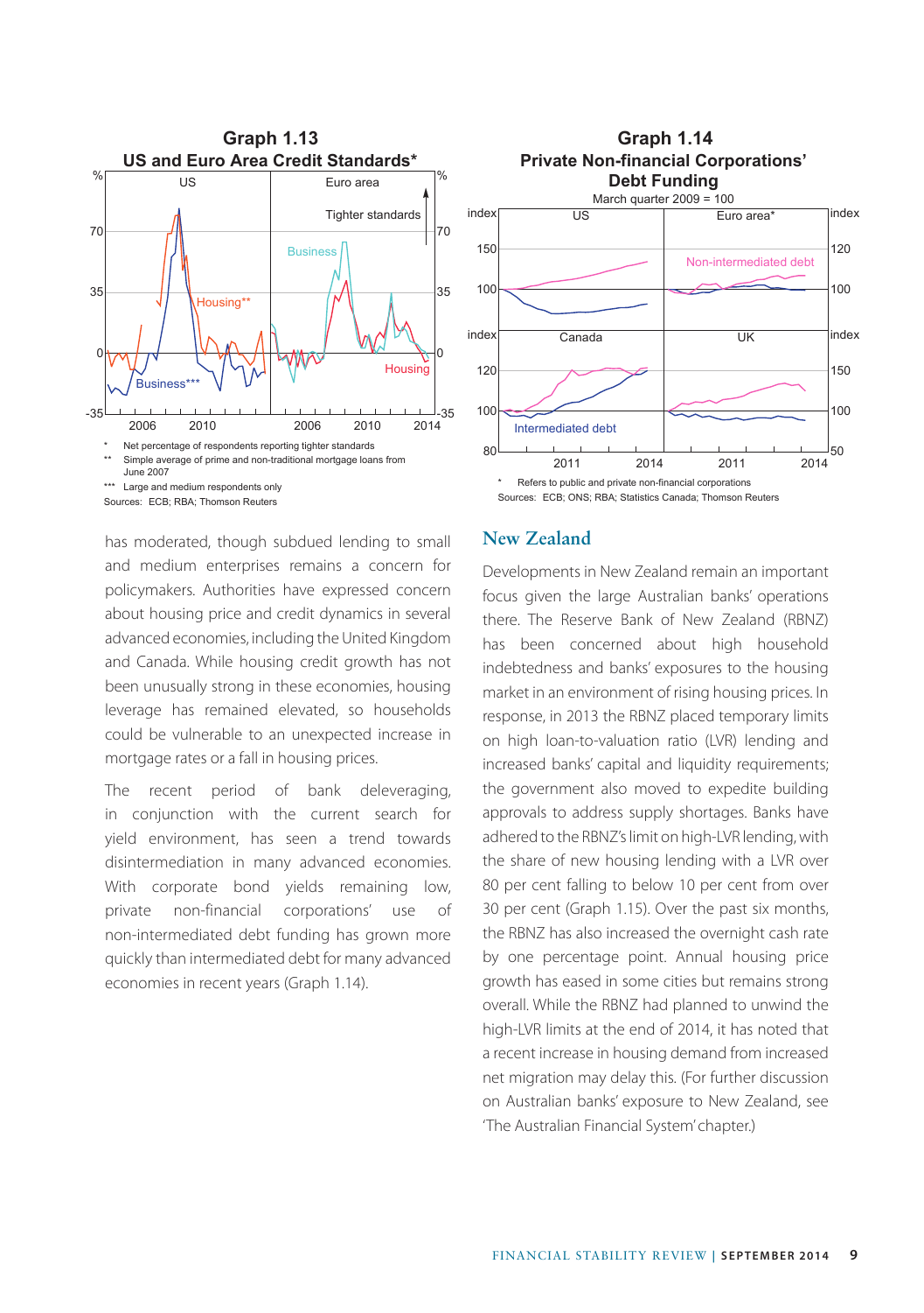**Graph 1.13**
**US and Euro Area Credit Standards***

\* Net percentage of respondents reporting tighter standards

\*\* Simple average of prime and non-traditional mortgage loans from June 2007

\*\*\* Large and medium respondents only

Sources: ECB; RBA; Thomson Reuters

**Graph 1.14**
**Private Non-financial Corporations' Debt Funding**
March quarter 2009 = 100

\* Refers to public and private non-financial corporations

Sources: ECB; ONS; RBA; Statistics Canada; Thomson Reuters

has moderated, though subdued lending to small and medium enterprises remains a concern for policymakers. Authorities have expressed concern about housing price and credit dynamics in several advanced economies, including the United Kingdom and Canada. While housing credit growth has not been unusually strong in these economies, housing leverage has remained elevated, so households could be vulnerable to an unexpected increase in mortgage rates or a fall in housing prices.

The recent period of bank deleveraging, in conjunction with the current search for yield environment, has seen a trend towards disintermediation in many advanced economies. With corporate bond yields remaining low, private non-financial corporations' use of non-intermediated debt funding has grown more quickly than intermediated debt for many advanced economies in recent years (Graph 1.14).

## New Zealand

Developments in New Zealand remain an important focus given the large Australian banks' operations there. The Reserve Bank of New Zealand (RBNZ) has been concerned about high household indebtedness and banks' exposures to the housing market in an environment of rising housing prices. In response, in 2013 the RBNZ placed temporary limits on high loan-to-valuation ratio (LVR) lending and increased banks' capital and liquidity requirements; the government also moved to expedite building approvals to address supply shortages. Banks have adhered to the RBNZ's limit on high-LVR lending, with the share of new housing lending with a LVR over 80 per cent falling to below 10 per cent from over 30 per cent (Graph 1.15). Over the past six months, the RBNZ has also increased the overnight cash rate by one percentage point. Annual housing price growth has eased in some cities but remains strong overall. While the RBNZ had planned to unwind the high-LVR limits at the end of 2014, it has noted that a recent increase in housing demand from increased net migration may delay this. (For further discussion on Australian banks' exposure to New Zealand, see 'The Australian Financial System' chapter.)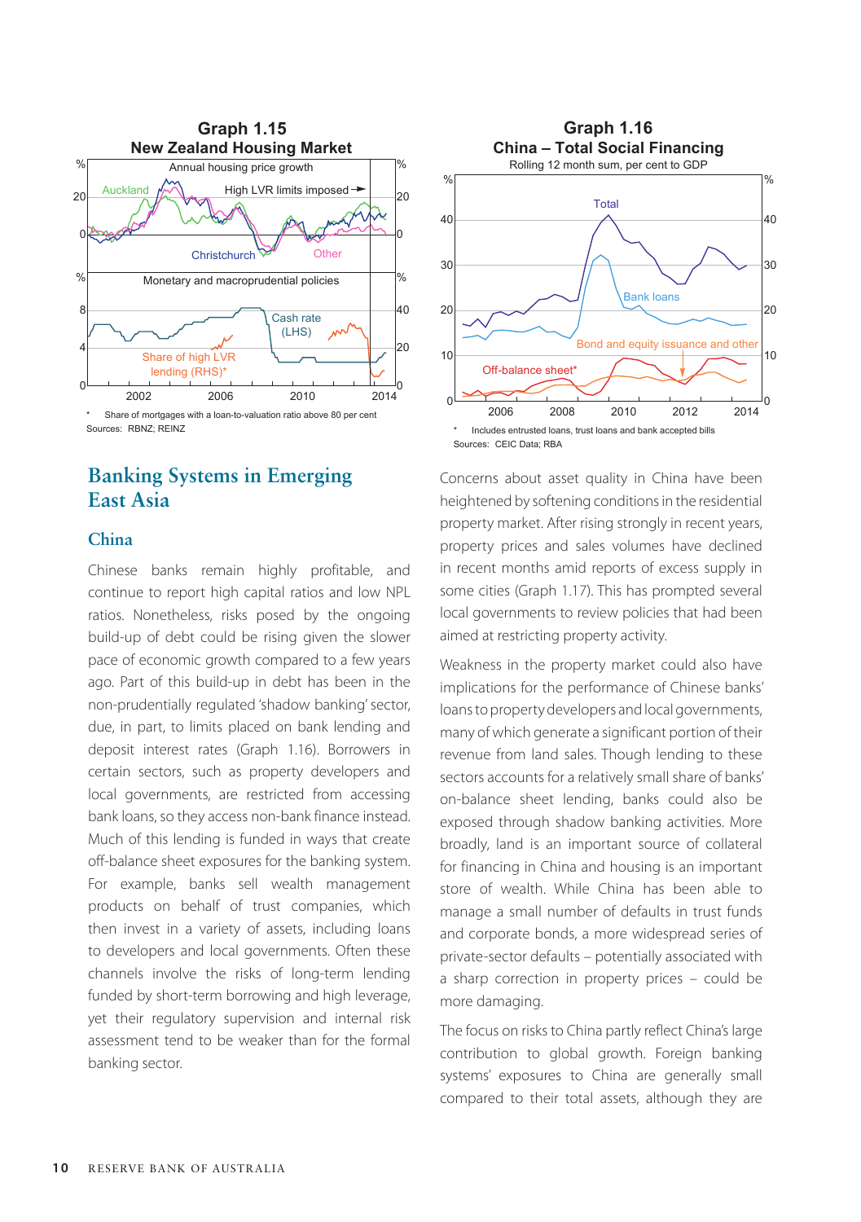**Graph 1.15**
**New Zealand Housing Market**

\* Share of mortgages with a loan-to-valuation ratio above 80 per cent

Sources: RBNZ; REINZ

**Graph 1.16**
**China – Total Social Financing**
Rolling 12 month sum, per cent to GDP

\* Includes entrusted loans, trust loans and bank accepted bills

Sources: CEIC Data; RBA

## Banking Systems in Emerging East Asia

### China

Chinese banks remain highly profitable, and continue to report high capital ratios and low NPL ratios. Nonetheless, risks posed by the ongoing build-up of debt could be rising given the slower pace of economic growth compared to a few years ago. Part of this build-up in debt has been in the non-prudentially regulated 'shadow banking' sector, due, in part, to limits placed on bank lending and deposit interest rates (Graph 1.16). Borrowers in certain sectors, such as property developers and local governments, are restricted from accessing bank loans, so they access non-bank finance instead. Much of this lending is funded in ways that create off-balance sheet exposures for the banking system. For example, banks sell wealth management products on behalf of trust companies, which then invest in a variety of assets, including loans to developers and local governments. Often these channels involve the risks of long-term lending funded by short-term borrowing and high leverage, yet their regulatory supervision and internal risk assessment tend to be weaker than for the formal banking sector.

Concerns about asset quality in China have been heightened by softening conditions in the residential property market. After rising strongly in recent years, property prices and sales volumes have declined in recent months amid reports of excess supply in some cities (Graph 1.17). This has prompted several local governments to review policies that had been aimed at restricting property activity.

Weakness in the property market could also have implications for the performance of Chinese banks' loans to property developers and local governments, many of which generate a significant portion of their revenue from land sales. Though lending to these sectors accounts for a relatively small share of banks' on-balance sheet lending, banks could also be exposed through shadow banking activities. More broadly, land is an important source of collateral for financing in China and housing is an important store of wealth. While China has been able to manage a small number of defaults in trust funds and corporate bonds, a more widespread series of private-sector defaults – potentially associated with a sharp correction in property prices – could be more damaging.

The focus on risks to China partly reflect China's large contribution to global growth. Foreign banking systems' exposures to China are generally small compared to their total assets, although they are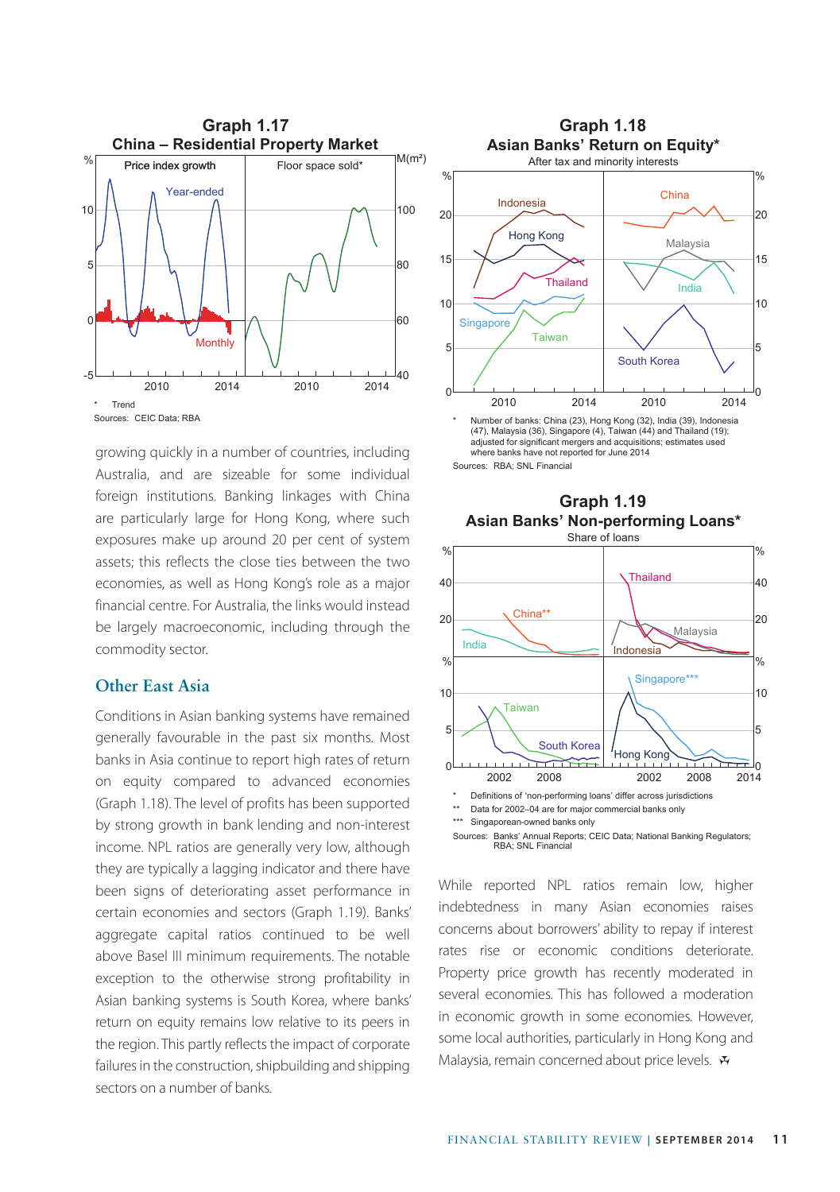## Graph 1.17
### China – Residential Property Market

%
Price index growth
Floor space sold*
M(m²)
Year-ended
Monthly
10
5
0
-5
100
80
60
40
2010
2014
2010
2014

\* Trend

Sources: CEIC Data; RBA

## Graph 1.18
### Asian Banks' Return on Equity*

After tax and minority interests

%
Indonesia
Hong Kong
Thailand
Singapore
Taiwan
China
Malaysia
India
South Korea
20
15
10
5
0
2010
2014
2010
2014

\* Number of banks: China (23), Hong Kong (32), India (39), Indonesia (47), Malaysia (36), Singapore (4), Taiwan (44) and Thailand (19); adjusted for significant mergers and acquisitions; estimates used where banks have not reported for June 2014

Sources: RBA; SNL Financial

growing quickly in a number of countries, including Australia, and are sizeable for some individual foreign institutions. Banking linkages with China are particularly large for Hong Kong, where such exposures make up around 20 per cent of system assets; this reflects the close ties between the two economies, as well as Hong Kong's role as a major financial centre. For Australia, the links would instead be largely macroeconomic, including through the commodity sector.

## Other East Asia

Conditions in Asian banking systems have remained generally favourable in the past six months. Most banks in Asia continue to report high rates of return on equity compared to advanced economies (Graph 1.18). The level of profits has been supported by strong growth in bank lending and non-interest income. NPL ratios are generally very low, although they are typically a lagging indicator and there have been signs of deteriorating asset performance in certain economies and sectors (Graph 1.19). Banks' aggregate capital ratios continued to be well above Basel III minimum requirements. The notable exception to the otherwise strong profitability in Asian banking systems is South Korea, where banks' return on equity remains low relative to its peers in the region. This partly reflects the impact of corporate failures in the construction, shipbuilding and shipping sectors on a number of banks.

## Graph 1.19
### Asian Banks' Non-performing Loans*

Share of loans

%
China**
India
Thailand
Malaysia
Indonesia
Taiwan
South Korea
Singapore***
Hong Kong
40
20
10
5
0
2002
2008
2002
2008
2014

\* Definitions of 'non-performing loans' differ across jurisdictions

\*\* Data for 2002–04 are for major commercial banks only

\*\*\* Singaporean-owned banks only

Sources: Banks' Annual Reports; CEIC Data; National Banking Regulators; RBA; SNL Financial

While reported NPL ratios remain low, higher indebtedness in many Asian economies raises concerns about borrowers' ability to repay if interest rates rise or economic conditions deteriorate. Property price growth has recently moderated in several economies. This has followed a moderation in economic growth in some economies. However, some local authorities, particularly in Hong Kong and Malaysia, remain concerned about price levels.